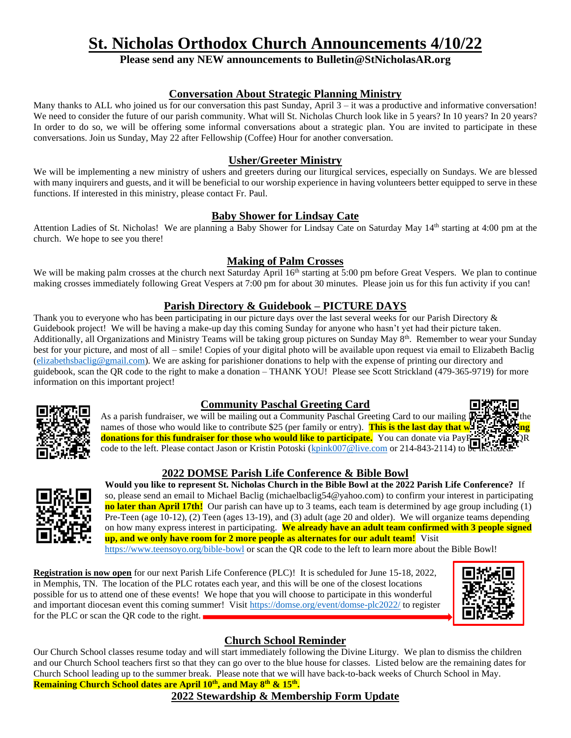# St. Nicholas Orthodox Church Announcements 4/10/22

**Please send any NEW announcements to Bulletin@StNicholasAR.org**

## Conversation About Strategic Planning Ministry

Many thanks to ALL who joined us for our conversation this past Sunday, April 3 – it was a productive and informative conversation! We need to consider the future of our parish community. What will St. Nicholas Church look like in 5 years? In 10 years? In 20 years? In order to do so, we will be offering some informal conversations about a strategic plan. You are invited to participate in these conversations. Join us Sunday, May 22 after Fellowship (Coffee) Hour for another conversation.

## Usher/Greeter Ministry

We will be implementing a new ministry of ushers and greeters during our liturgical services, especially on Sundays. We are blessed with many inquirers and guests, and it will be beneficial to our worship experience in having volunteers better equipped to serve in these functions. If interested in this ministry, please contact Fr. Paul.

## Baby Shower for Lindsay Cate

Attention Ladies of St. Nicholas! We are planning a Baby Shower for Lindsay Cate on Saturday May 14th starting at 4:00 pm at the church. We hope to see you there!

## Making of Palm Crosses

We will be making palm crosses at the church next Saturday April 16th starting at 5:00 pm before Great Vespers. We plan to continue making crosses immediately following Great Vespers at 7:00 pm for about 30 minutes. Please join us for this fun activity if you can!

## Parish Directory & Guidebook – PICTURE DAYS

Thank you to everyone who has been participating in our picture days over the last several weeks for our Parish Directory & Guidebook project! We will be having a make-up day this coming Sunday for anyone who hasn't yet had their picture taken. Additionally, all Organizations and Ministry Teams will be taking group pictures on Sunday May 8th. Remember to wear your Sunday best for your picture, and most of all – smile! Copies of your digital photo will be available upon request via email to Elizabeth Baclig (elizabethsbaclig@gmail.com). We are asking for parishioner donations to help with the expense of printing our directory and guidebook, scan the QR code to the right to make a donation – THANK YOU! Please see Scott Strickland (479-365-9719) for more information on this important project!

## Community Paschal Greeting Card

As a parish fundraiser, we will be mailing out a Community Paschal Greeting Card to our mailing [...] the names of those who would like to contribute $25 (per family or entry). **This is the last day that w[...]ng donations for this fundraiser for those who would like to participate.** You can donate via PayP[...] QR code to the left. Please contact Jason or Kristin Potoski (kpink007@live.com or 214-843-2114) to be included.

## 2022 DOMSE Parish Life Conference & Bible Bowl

**Would you like to represent St. Nicholas Church in the Bible Bowl at the 2022 Parish Life Conference?** If so, please send an email to Michael Baclig (michaelbaclig54@yahoo.com) to confirm your interest in participating **no later than April 17th!** Our parish can have up to 3 teams, each team is determined by age group including (1) Pre-Teen (age 10-12), (2) Teen (ages 13-19), and (3) adult (age 20 and older). We will organize teams depending on how many express interest in participating. **We already have an adult team confirmed with 3 people signed up, and we only have room for 2 more people as alternates for our adult team!** Visit https://www.teensoyo.org/bible-bowl or scan the QR code to the left to learn more about the Bible Bowl!

**Registration is now open** for our next Parish Life Conference (PLC)! It is scheduled for June 15-18, 2022, in Memphis, TN. The location of the PLC rotates each year, and this will be one of the closest locations possible for us to attend one of these events! We hope that you will choose to participate in this wonderful and important diocesan event this coming summer! Visit https://domse.org/event/domse-plc2022/ to register for the PLC or scan the QR code to the right.

## Church School Reminder

Our Church School classes resume today and will start immediately following the Divine Liturgy. We plan to dismiss the children and our Church School teachers first so that they can go over to the blue house for classes. Listed below are the remaining dates for Church School leading up to the summer break. Please note that we will have back-to-back weeks of Church School in May.

**Remaining Church School dates are April 10th, and May 8th & 15th.**

## 2022 Stewardship & Membership Form Update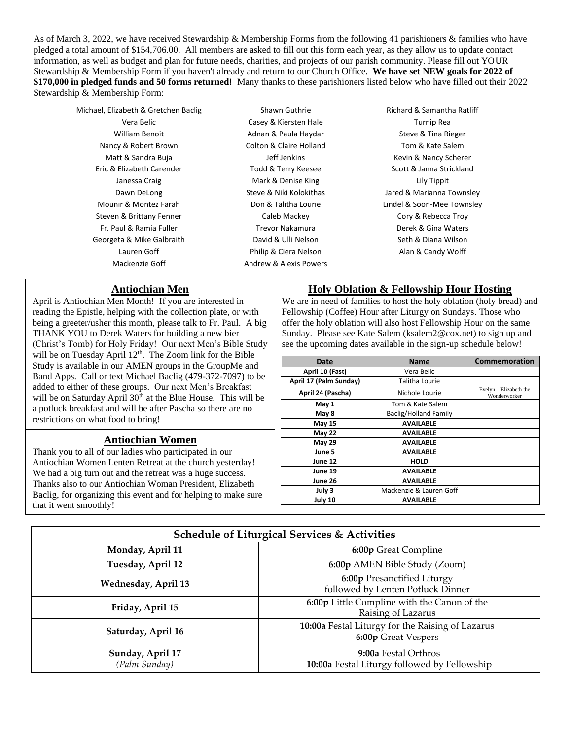As of March 3, 2022, we have received Stewardship & Membership Forms from the following 41 parishioners & families who have pledged a total amount of $154,706.00. All members are asked to fill out this form each year, as they allow us to update contact information, as well as budget and plan for future needs, charities, and projects of our parish community. Please fill out YOUR Stewardship & Membership Form if you haven't already and return to our Church Office. **We have set NEW goals for 2022 of $170,000 in pledged funds and 50 forms returned!** Many thanks to these parishioners listed below who have filled out their 2022 Stewardship & Membership Form:

Michael, Elizabeth & Gretchen Baclig
Vera Belic
William Benoit
Nancy & Robert Brown
Matt & Sandra Buja
Eric & Elizabeth Carender
Janessa Craig
Dawn DeLong
Mounir & Montez Farah
Steven & Brittany Fenner
Fr. Paul & Ramia Fuller
Georgeta & Mike Galbraith
Lauren Goff
Mackenzie Goff
Shawn Guthrie
Casey & Kiersten Hale
Adnan & Paula Haydar
Colton & Claire Holland
Jeff Jenkins
Todd & Terry Keesee
Mark & Denise King
Steve & Niki Kolokithas
Don & Talitha Lourie
Caleb Mackey
Trevor Nakamura
David & Ulli Nelson
Philip & Ciera Nelson
Andrew & Alexis Powers
Richard & Samantha Ratliff
Turnip Rea
Steve & Tina Rieger
Tom & Kate Salem
Kevin & Nancy Scherer
Scott & Janna Strickland
Lily Tippit
Jared & Marianna Townsley
Lindel & Soon-Mee Townsley
Cory & Rebecca Troy
Derek & Gina Waters
Seth & Diana Wilson
Alan & Candy Wolff

## Antiochian Men

April is Antiochian Men Month! If you are interested in reading the Epistle, helping with the collection plate, or with being a greeter/usher this month, please talk to Fr. Paul. A big THANK YOU to Derek Waters for building a new bier (Christ's Tomb) for Holy Friday! Our next Men's Bible Study will be on Tuesday April 12th. The Zoom link for the Bible Study is available in our AMEN groups in the GroupMe and Band Apps. Call or text Michael Baclig (479-372-7097) to be added to either of these groups. Our next Men's Breakfast will be on Saturday April 30th at the Blue House. This will be a potluck breakfast and will be after Pascha so there are no restrictions on what food to bring!

## Antiochian Women

Thank you to all of our ladies who participated in our Antiochian Women Lenten Retreat at the church yesterday! We had a big turn out and the retreat was a huge success. Thanks also to our Antiochian Woman President, Elizabeth Baclig, for organizing this event and for helping to make sure that it went smoothly!

## Holy Oblation & Fellowship Hour Hosting

We are in need of families to host the holy oblation (holy bread) and Fellowship (Coffee) Hour after Liturgy on Sundays. Those who offer the holy oblation will also host Fellowship Hour on the same Sunday. Please see Kate Salem (ksalem2@cox.net) to sign up and see the upcoming dates available in the sign-up schedule below!

| Date | Name | Commemoration |
|---|---|---|
| April 10 (Fast) | Vera Belic | |
| April 17 (Palm Sunday) | Talitha Lourie | |
| April 24 (Pascha) | Nichole Lourie | Evelyn – Elizabeth the Wonderworker |
| May 1 | Tom & Kate Salem | |
| May 8 | Baclig/Holland Family | |
| May 15 | **AVAILABLE** | |
| May 22 | **AVAILABLE** | |
| May 29 | **AVAILABLE** | |
| June 5 | **AVAILABLE** | |
| June 12 | **HOLD** | |
| June 19 | **AVAILABLE** | |
| June 26 | **AVAILABLE** | |
| July 3 | Mackenzie & Lauren Goff | |
| July 10 | **AVAILABLE** | |

## Schedule of Liturgical Services & Activities

| | |
|---|---|
| **Monday, April 11** | **6:00p** Great Compline |
| **Tuesday, April 12** | **6:00p** AMEN Bible Study (Zoom) |
| **Wednesday, April 13** | **6:00p** Presanctified Liturgy followed by Lenten Potluck Dinner |
| **Friday, April 15** | **6:00p** Little Compline with the Canon of the Raising of Lazarus |
| **Saturday, April 16** | **10:00a** Festal Liturgy for the Raising of Lazarus<br>**6:00p** Great Vespers |
| **Sunday, April 17** *(Palm Sunday)* | **9:00a** Festal Orthros<br>**10:00a** Festal Liturgy followed by Fellowship |